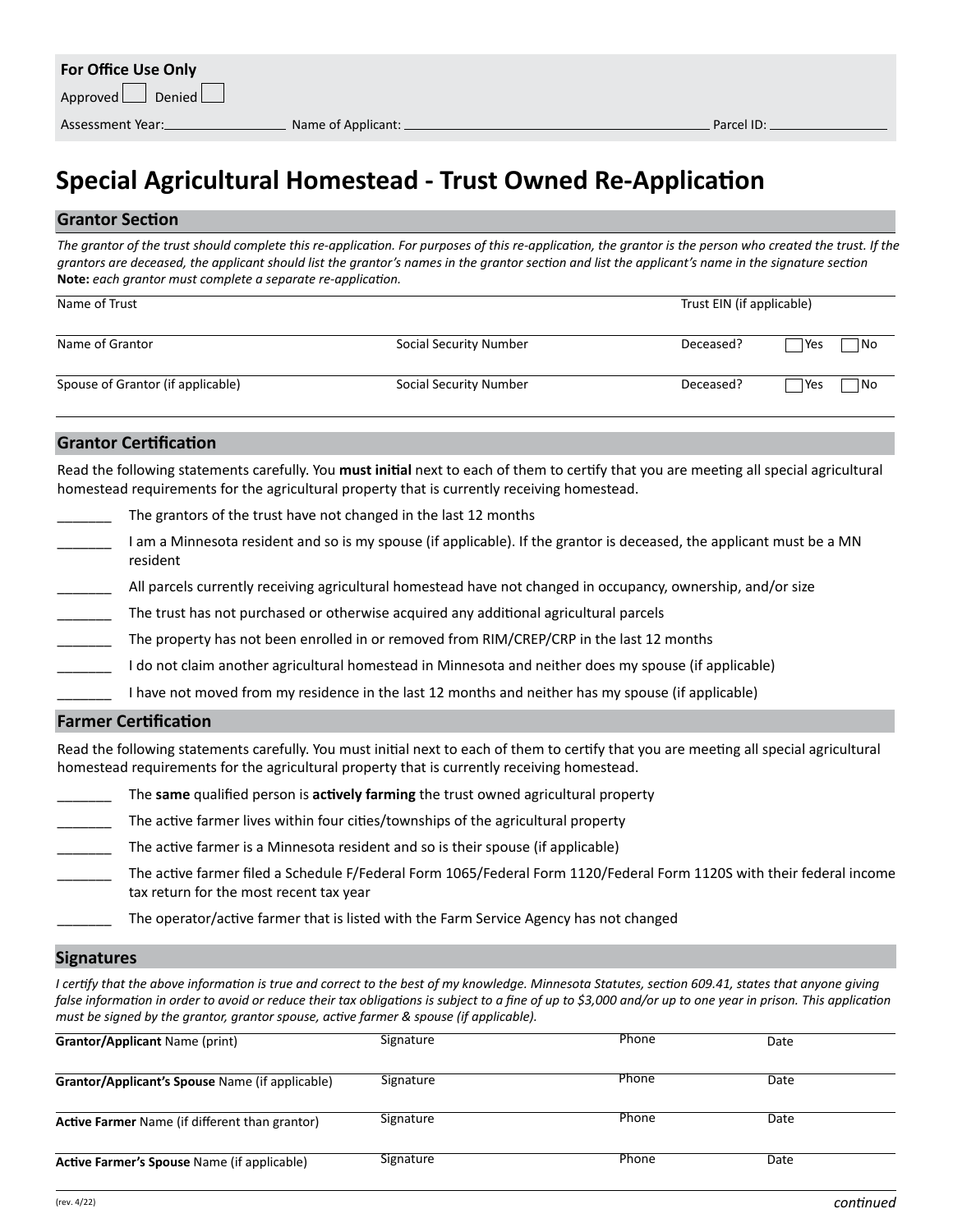**For Office Use Only**

Approved ☐ Denied ☐

Assessment Year: ____________ Name of Applicant: ______________________________ Parcel ID: ____________

# Special Agricultural Homestead - Trust Owned Re-Application

## Grantor Section

*The grantor of the trust should complete this re-application. For purposes of this re-application, the grantor is the person who created the trust. If the grantors are deceased, the applicant should list the grantor's names in the grantor section and list the applicant's name in the signature section*
***Note:** each grantor must complete a separate re-application.*

| Name of Trust | | Trust EIN (if applicable) | |
|---|---|---|---|
| Name of Grantor | Social Security Number | Deceased? | ☐ Yes ☐ No |
| Spouse of Grantor (if applicable) | Social Security Number | Deceased? | ☐ Yes ☐ No |

## Grantor Certification

Read the following statements carefully. You **must initial** next to each of them to certify that you are meeting all special agricultural homestead requirements for the agricultural property that is currently receiving homestead.

_______ The grantors of the trust have not changed in the last 12 months

_______ I am a Minnesota resident and so is my spouse (if applicable). If the grantor is deceased, the applicant must be a MN resident

_______ All parcels currently receiving agricultural homestead have not changed in occupancy, ownership, and/or size

_______ The trust has not purchased or otherwise acquired any additional agricultural parcels

_______ The property has not been enrolled in or removed from RIM/CREP/CRP in the last 12 months

_______ I do not claim another agricultural homestead in Minnesota and neither does my spouse (if applicable)

_______ I have not moved from my residence in the last 12 months and neither has my spouse (if applicable)

## Farmer Certification

Read the following statements carefully. You must initial next to each of them to certify that you are meeting all special agricultural homestead requirements for the agricultural property that is currently receiving homestead.

_______ The **same** qualified person is **actively farming** the trust owned agricultural property

_______ The active farmer lives within four cities/townships of the agricultural property

_______ The active farmer is a Minnesota resident and so is their spouse (if applicable)

_______ The active farmer filed a Schedule F/Federal Form 1065/Federal Form 1120/Federal Form 1120S with their federal income tax return for the most recent tax year

_______ The operator/active farmer that is listed with the Farm Service Agency has not changed

## Signatures

*I certify that the above information is true and correct to the best of my knowledge. Minnesota Statutes, section 609.41, states that anyone giving false information in order to avoid or reduce their tax obligations is subject to a fine of up to $3,000 and/or up to one year in prison. This application must be signed by the grantor, grantor spouse, active farmer & spouse (if applicable).*

| Name | Signature | Phone | Date |
|---|---|---|---|
| **Grantor/Applicant** Name (print) | | | |
| **Grantor/Applicant's Spouse** Name (if applicable) | | | |
| **Active Farmer** Name (if different than grantor) | | | |
| **Active Farmer's Spouse** Name (if applicable) | | | |

(rev. 4/22)

*continued*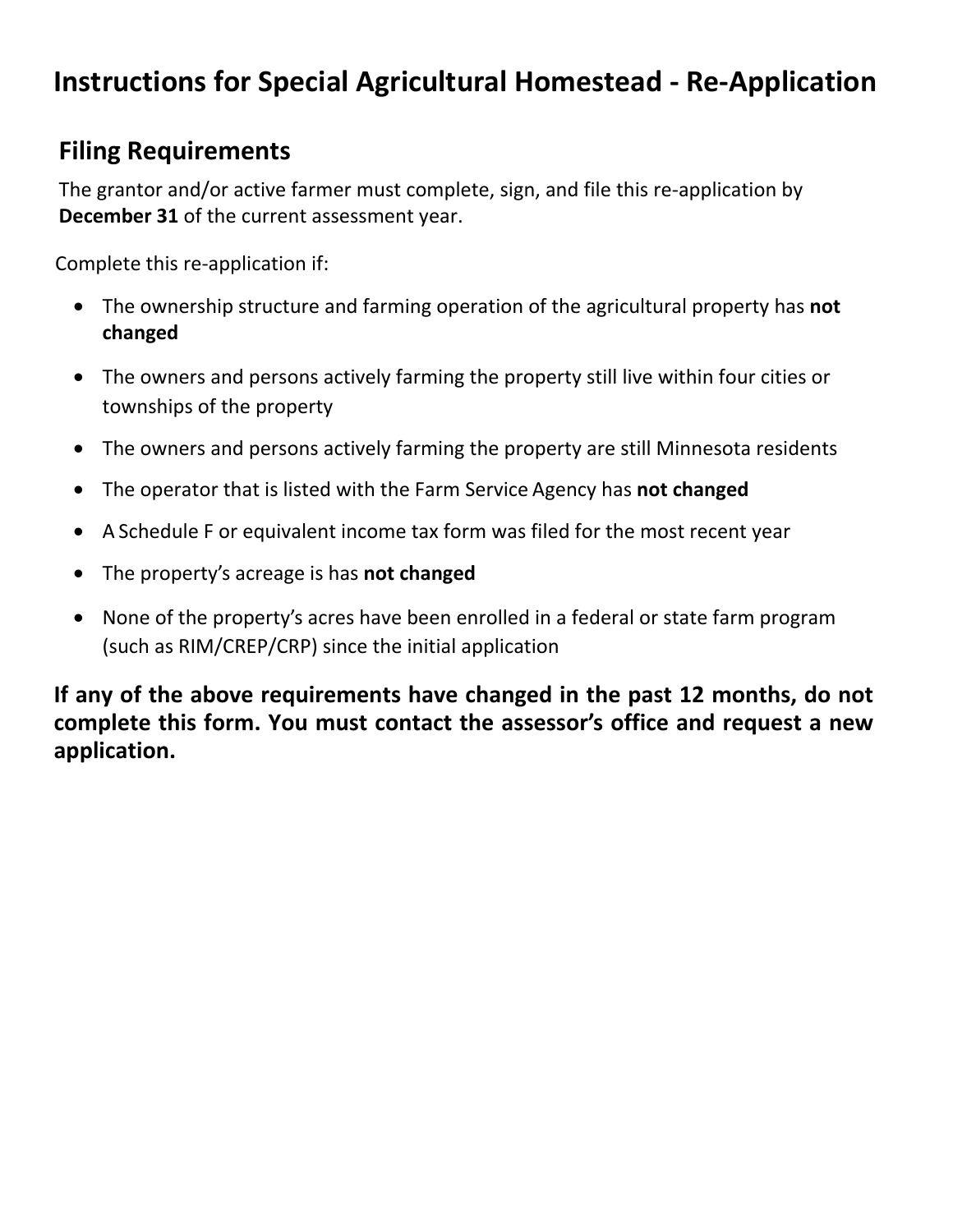# Instructions for Special Agricultural Homestead - Re-Application

## Filing Requirements

The grantor and/or active farmer must complete, sign, and file this re-application by **December 31** of the current assessment year.

Complete this re-application if:

- The ownership structure and farming operation of the agricultural property has **not changed**
- The owners and persons actively farming the property still live within four cities or townships of the property
- The owners and persons actively farming the property are still Minnesota residents
- The operator that is listed with the Farm Service Agency has **not changed**
- A Schedule F or equivalent income tax form was filed for the most recent year
- The property's acreage is has **not changed**
- None of the property's acres have been enrolled in a federal or state farm program (such as RIM/CREP/CRP) since the initial application

**If any of the above requirements have changed in the past 12 months, do not complete this form. You must contact the assessor's office and request a new application.**